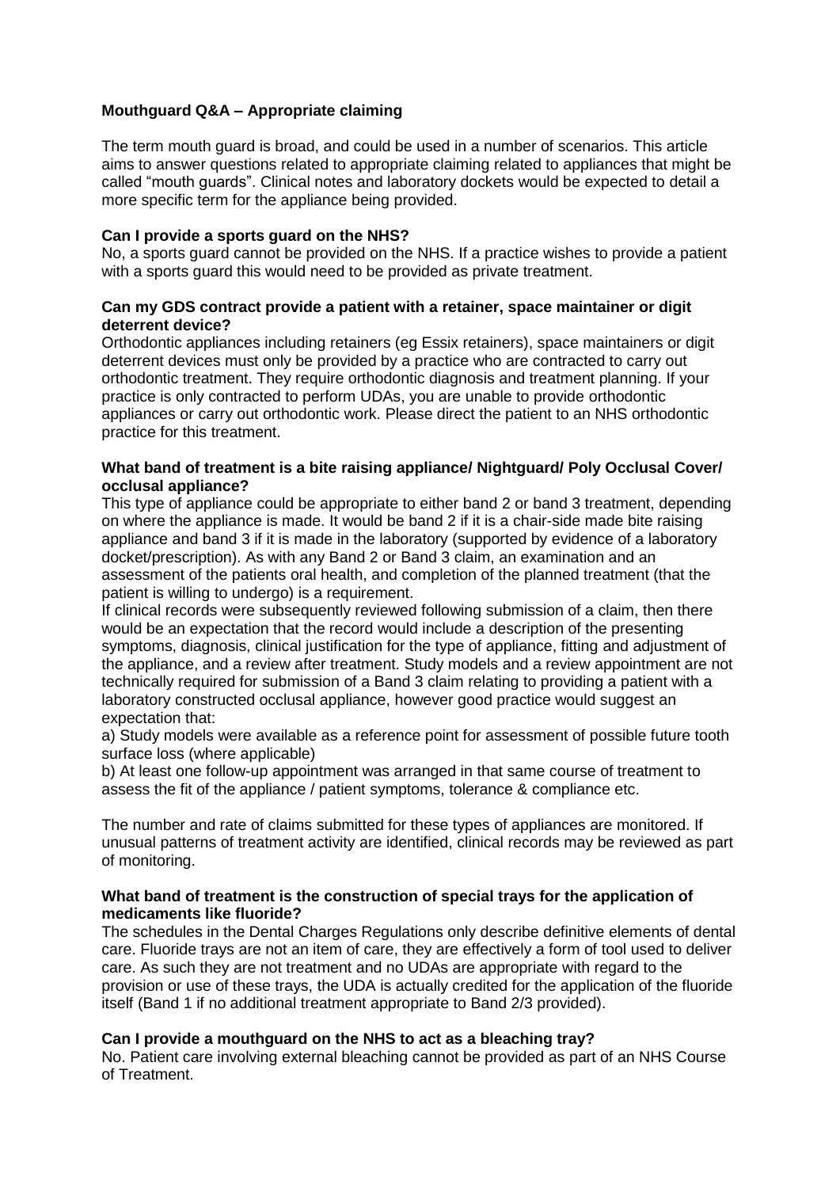# Mouthguard Q&A – Appropriate claiming

The term mouth guard is broad, and could be used in a number of scenarios. This article aims to answer questions related to appropriate claiming related to appliances that might be called "mouth guards". Clinical notes and laboratory dockets would be expected to detail a more specific term for the appliance being provided.

### Can I provide a sports guard on the NHS?

No, a sports guard cannot be provided on the NHS. If a practice wishes to provide a patient with a sports guard this would need to be provided as private treatment.

### Can my GDS contract provide a patient with a retainer, space maintainer or digit deterrent device?

Orthodontic appliances including retainers (eg Essix retainers), space maintainers or digit deterrent devices must only be provided by a practice who are contracted to carry out orthodontic treatment. They require orthodontic diagnosis and treatment planning. If your practice is only contracted to perform UDAs, you are unable to provide orthodontic appliances or carry out orthodontic work. Please direct the patient to an NHS orthodontic practice for this treatment.

### What band of treatment is a bite raising appliance/ Nightguard/ Poly Occlusal Cover/ occlusal appliance?

This type of appliance could be appropriate to either band 2 or band 3 treatment, depending on where the appliance is made. It would be band 2 if it is a chair-side made bite raising appliance and band 3 if it is made in the laboratory (supported by evidence of a laboratory docket/prescription). As with any Band 2 or Band 3 claim, an examination and an assessment of the patients oral health, and completion of the planned treatment (that the patient is willing to undergo) is a requirement.

If clinical records were subsequently reviewed following submission of a claim, then there would be an expectation that the record would include a description of the presenting symptoms, diagnosis, clinical justification for the type of appliance, fitting and adjustment of the appliance, and a review after treatment. Study models and a review appointment are not technically required for submission of a Band 3 claim relating to providing a patient with a laboratory constructed occlusal appliance, however good practice would suggest an expectation that:

a) Study models were available as a reference point for assessment of possible future tooth surface loss (where applicable)

b) At least one follow-up appointment was arranged in that same course of treatment to assess the fit of the appliance / patient symptoms, tolerance & compliance etc.

The number and rate of claims submitted for these types of appliances are monitored. If unusual patterns of treatment activity are identified, clinical records may be reviewed as part of monitoring.

### What band of treatment is the construction of special trays for the application of medicaments like fluoride?

The schedules in the Dental Charges Regulations only describe definitive elements of dental care. Fluoride trays are not an item of care, they are effectively a form of tool used to deliver care. As such they are not treatment and no UDAs are appropriate with regard to the provision or use of these trays, the UDA is actually credited for the application of the fluoride itself (Band 1 if no additional treatment appropriate to Band 2/3 provided).

### Can I provide a mouthguard on the NHS to act as a bleaching tray?

No. Patient care involving external bleaching cannot be provided as part of an NHS Course of Treatment.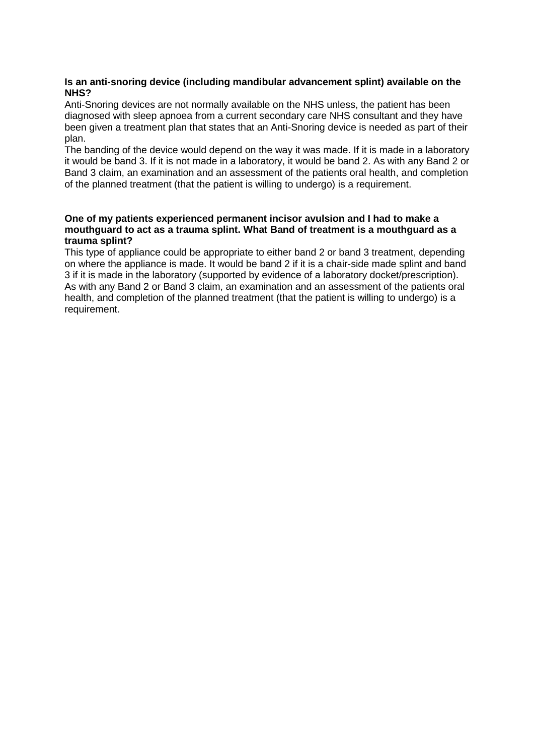**Is an anti-snoring device (including mandibular advancement splint) available on the NHS?**

Anti-Snoring devices are not normally available on the NHS unless, the patient has been diagnosed with sleep apnoea from a current secondary care NHS consultant and they have been given a treatment plan that states that an Anti-Snoring device is needed as part of their plan.

The banding of the device would depend on the way it was made. If it is made in a laboratory it would be band 3. If it is not made in a laboratory, it would be band 2. As with any Band 2 or Band 3 claim, an examination and an assessment of the patients oral health, and completion of the planned treatment (that the patient is willing to undergo) is a requirement.

**One of my patients experienced permanent incisor avulsion and I had to make a mouthguard to act as a trauma splint. What Band of treatment is a mouthguard as a trauma splint?**

This type of appliance could be appropriate to either band 2 or band 3 treatment, depending on where the appliance is made. It would be band 2 if it is a chair-side made splint and band 3 if it is made in the laboratory (supported by evidence of a laboratory docket/prescription). As with any Band 2 or Band 3 claim, an examination and an assessment of the patients oral health, and completion of the planned treatment (that the patient is willing to undergo) is a requirement.